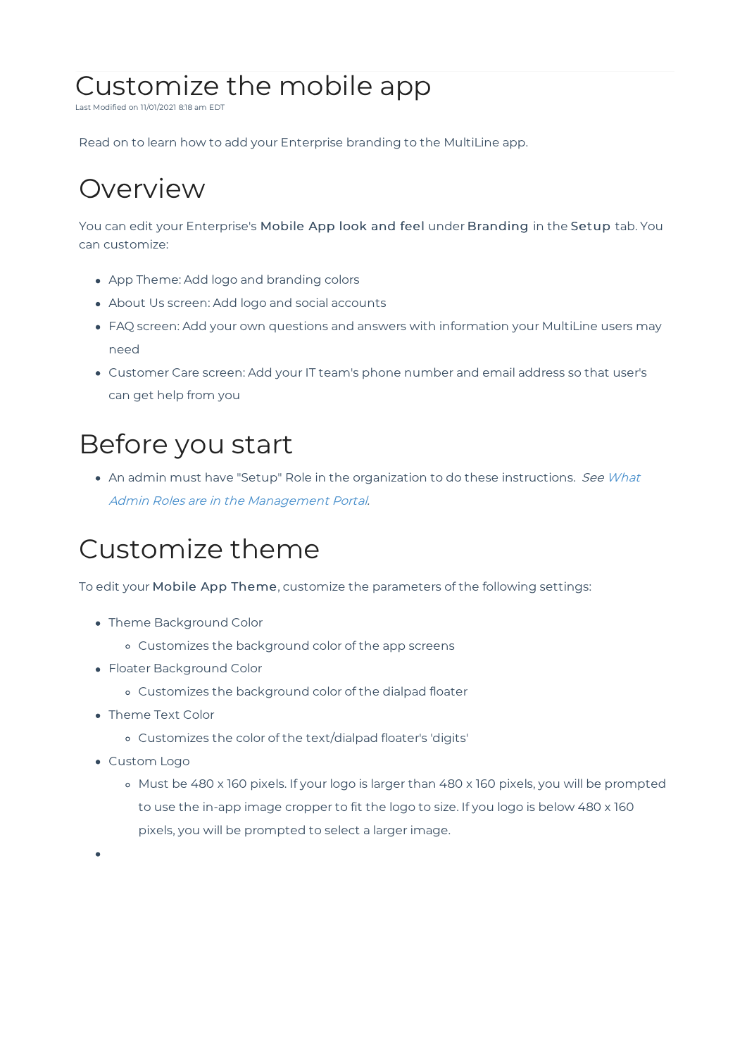# Customize the mobile app

Last Modified on 11/01/2021 8:18 am EDT

Read on to learn how to add your Enterprise branding to the MultiLine app.

## Overview

You can edit your Enterprise's **Mobile App look and feel** under **Branding** in the **Setup** tab. You can customize:

- App Theme: Add logo and branding colors
- About Us screen: Add logo and social accounts
- FAQ screen: Add your own questions and answers with information your MultiLine users may need
- Customer Care screen: Add your IT team's phone number and email address so that user's can get help from you

## Before you start

- An admin must have "Setup" Role in the organization to do these instructions. *See What Admin Roles are in the Management Portal.*

## Customize theme

To edit your **Mobile App Theme**, customize the parameters of the following settings:

- Theme Background Color
  - Customizes the background color of the app screens
- Floater Background Color
  - Customizes the background color of the dialpad floater
- Theme Text Color
  - Customizes the color of the text/dialpad floater's 'digits'
- Custom Logo
  - Must be 480 x 160 pixels. If your logo is larger than 480 x 160 pixels, you will be prompted to use the in-app image cropper to fit the logo to size. If you logo is below 480 x 160 pixels, you will be prompted to select a larger image.
-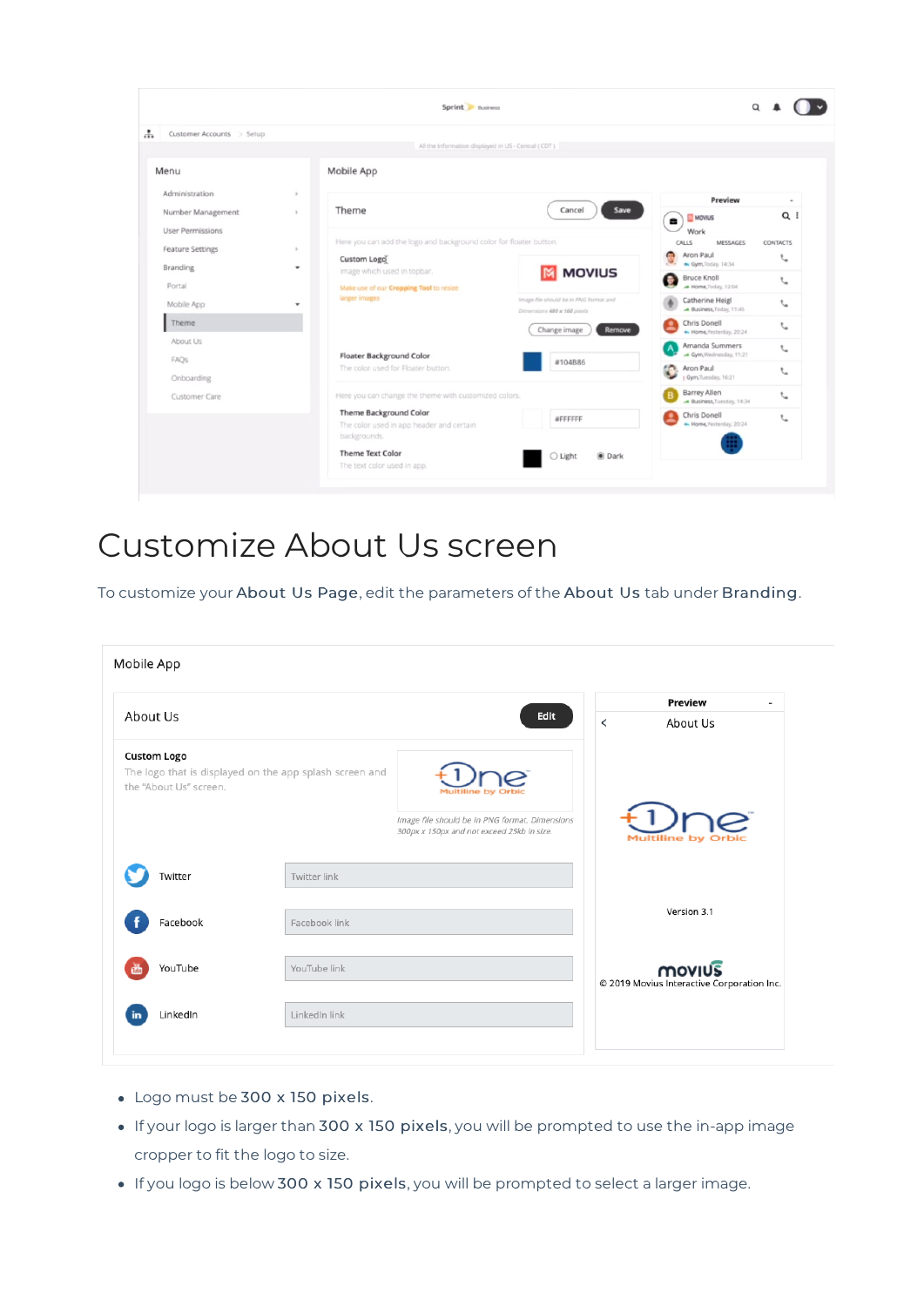# Customize About Us screen

To customize your **About Us Page**, edit the parameters of the **About Us** tab under **Branding**.

- Logo must be **300 x 150 pixels**.
- If your logo is larger than **300 x 150 pixels**, you will be prompted to use the in-app image cropper to fit the logo to size.
- If you logo is below **300 x 150 pixels**, you will be prompted to select a larger image.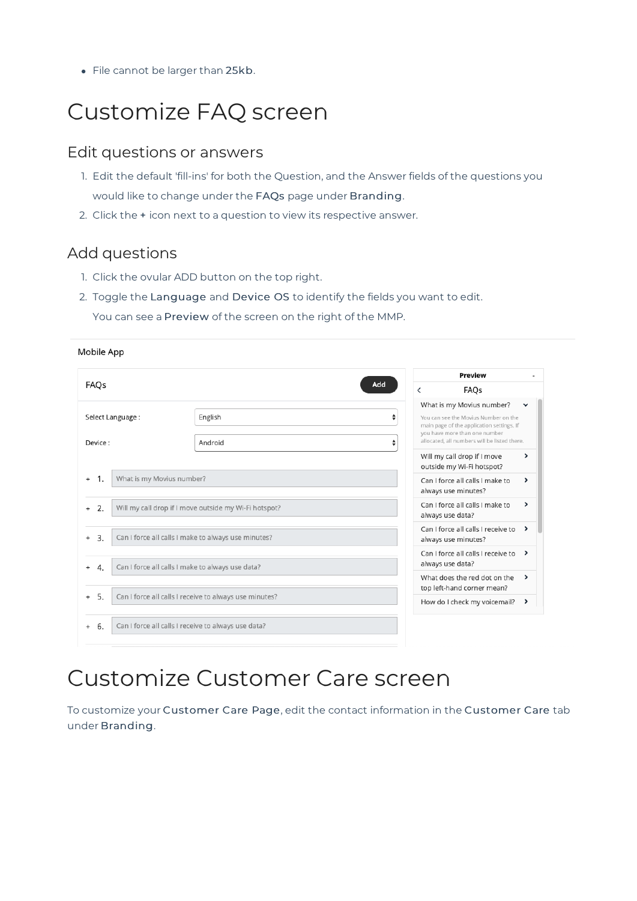- File cannot be larger than 25kb.

# Customize FAQ screen

## Edit questions or answers

1. Edit the default 'fill-ins' for both the Question, and the Answer fields of the questions you would like to change under the FAQs page under Branding.
2. Click the + icon next to a question to view its respective answer.

## Add questions

1. Click the ovular ADD button on the top right.
2. Toggle the Language and Device OS to identify the fields you want to edit.
   You can see a Preview of the screen on the right of the MMP.

# Customize Customer Care screen

To customize your Customer Care Page, edit the contact information in the Customer Care tab under Branding.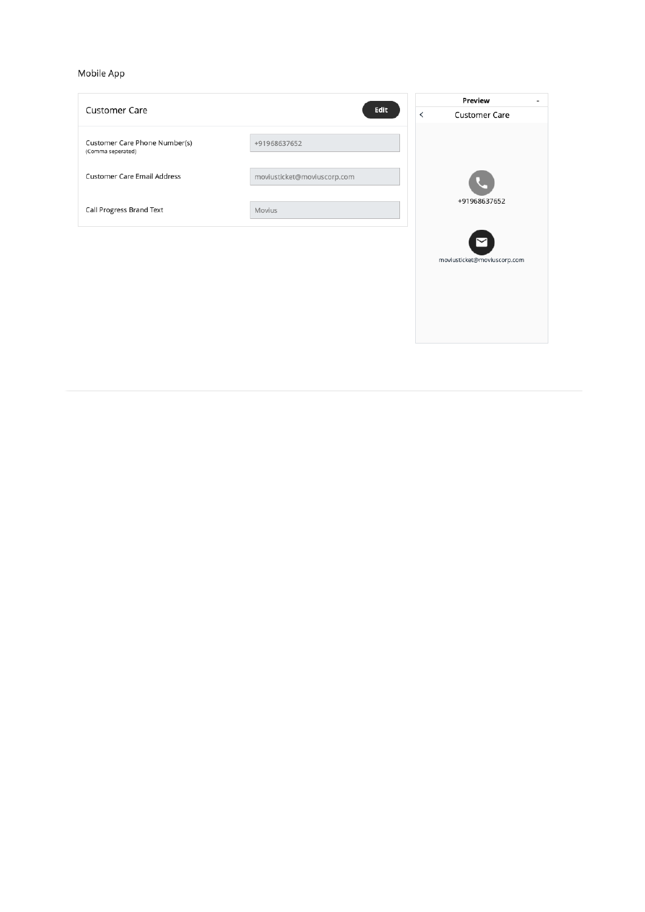Mobile App

Customer Care

Edit

| | |
|---|---|
| Customer Care Phone Number(s) (Comma seperated) | +91968637652 |
| Customer Care Email Address | moviusticket@moviuscorp.com |
| Call Progress Brand Text | Movius |

Preview -

< Customer Care

+91968637652

moviusticket@moviuscorp.com